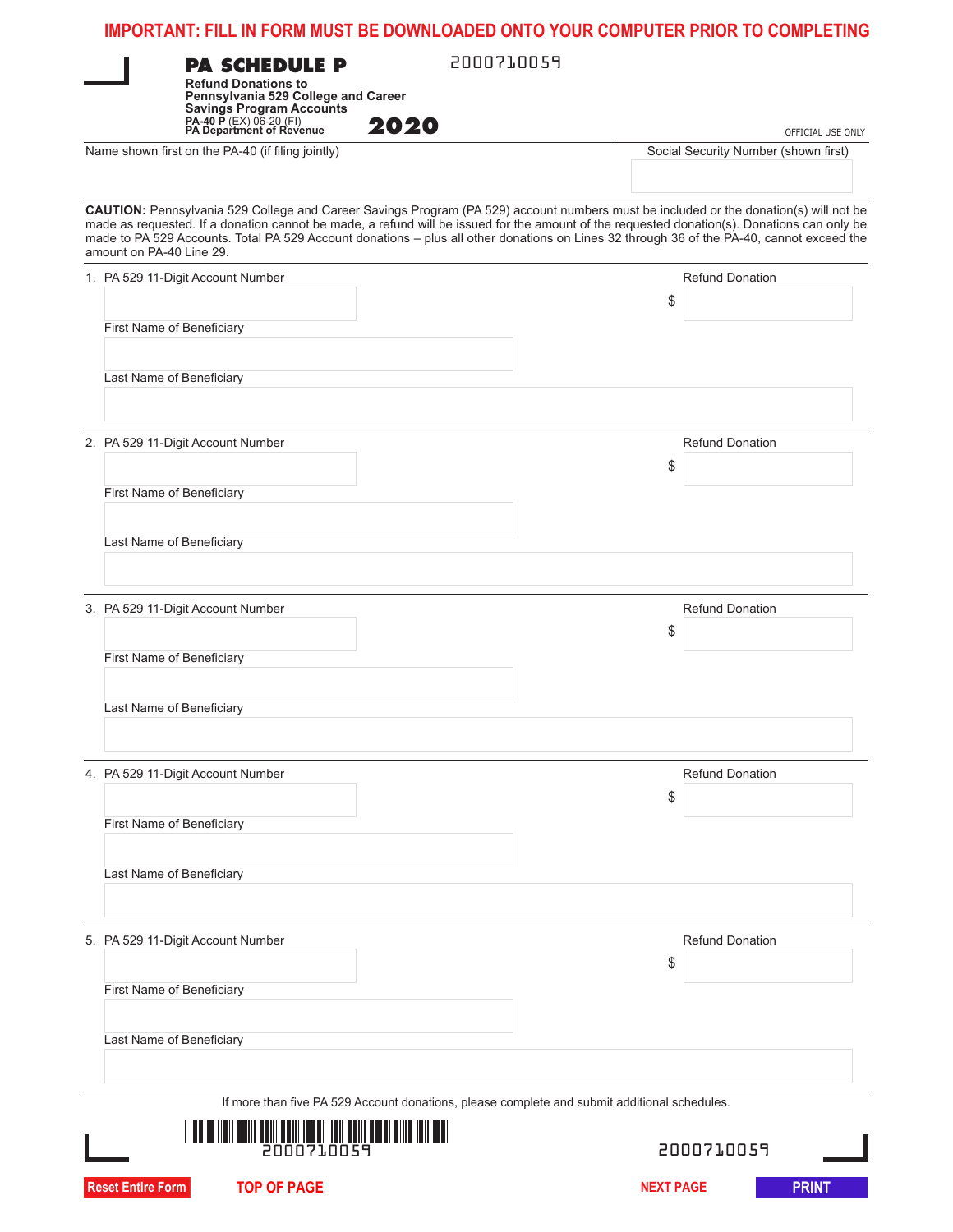**IMPORTANT: FILL IN FORM MUST BE DOWNLOADED ONTO YOUR COMPUTER PRIOR TO COMPLETING**

# PA SCHEDULE P

2000710059

**Refund Donations to Pennsylvania 529 College and Career Savings Program Accounts**

**PA-40 P** (EX) 06-20 (FI)
**PA Department of Revenue**

**2020**

OFFICIAL USE ONLY

Name shown first on the PA-40 (if filing jointly)

Social Security Number (shown first)

**CAUTION:** Pennsylvania 529 College and Career Savings Program (PA 529) account numbers must be included or the donation(s) will not be made as requested. If a donation cannot be made, a refund will be issued for the amount of the requested donation(s). Donations can only be made to PA 529 Accounts. Total PA 529 Account donations – plus all other donations on Lines 32 through 36 of the PA-40, cannot exceed the amount on PA-40 Line 29.

1. PA 529 11-Digit Account Number — Refund Donation $
   First Name of Beneficiary
   Last Name of Beneficiary

2. PA 529 11-Digit Account Number — Refund Donation $
   First Name of Beneficiary
   Last Name of Beneficiary

3. PA 529 11-Digit Account Number — Refund Donation $
   First Name of Beneficiary
   Last Name of Beneficiary

4. PA 529 11-Digit Account Number — Refund Donation $
   First Name of Beneficiary
   Last Name of Beneficiary

5. PA 529 11-Digit Account Number — Refund Donation $
   First Name of Beneficiary
   Last Name of Beneficiary

If more than five PA 529 Account donations, please complete and submit additional schedules.

2000710059

2000710059

Reset Entire Form | TOP OF PAGE | NEXT PAGE | PRINT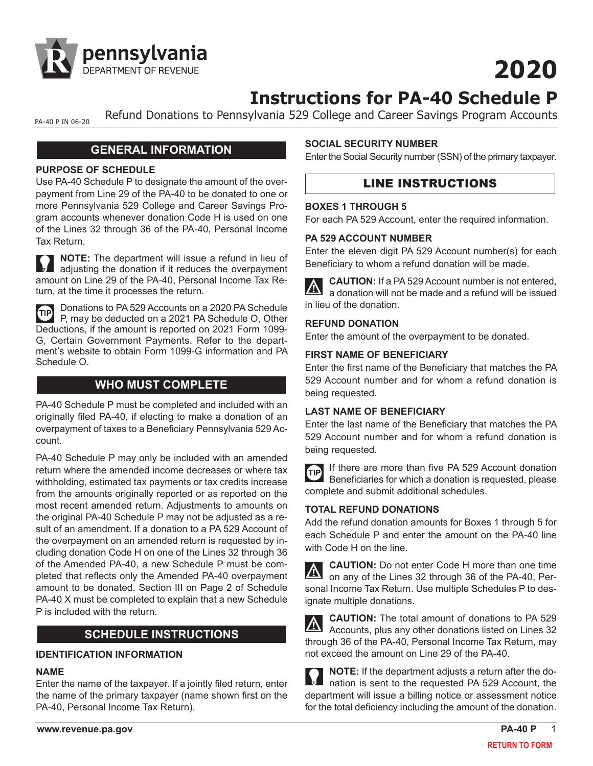# 2020

# Instructions for PA-40 Schedule P

Refund Donations to Pennsylvania 529 College and Career Savings Program Accounts

PA-40 P IN 06-20

## GENERAL INFORMATION

### PURPOSE OF SCHEDULE

Use PA-40 Schedule P to designate the amount of the overpayment from Line 29 of the PA-40 to be donated to one or more Pennsylvania 529 College and Career Savings Program accounts whenever donation Code H is used on one of the Lines 32 through 36 of the PA-40, Personal Income Tax Return.

**NOTE:** The department will issue a refund in lieu of adjusting the donation if it reduces the overpayment amount on Line 29 of the PA-40, Personal Income Tax Return, at the time it processes the return.

**TIP** Donations to PA 529 Accounts on a 2020 PA Schedule P, may be deducted on a 2021 PA Schedule O, Other Deductions, if the amount is reported on 2021 Form 1099-G, Certain Government Payments. Refer to the department's website to obtain Form 1099-G information and PA Schedule O.

## WHO MUST COMPLETE

PA-40 Schedule P must be completed and included with an originally filed PA-40, if electing to make a donation of an overpayment of taxes to a Beneficiary Pennsylvania 529 Account.

PA-40 Schedule P may only be included with an amended return where the amended income decreases or where tax withholding, estimated tax payments or tax credits increase from the amounts originally reported or as reported on the most recent amended return. Adjustments to amounts on the original PA-40 Schedule P may not be adjusted as a result of an amendment. If a donation to a PA 529 Account of the overpayment on an amended return is requested by including donation Code H on one of the Lines 32 through 36 of the Amended PA-40, a new Schedule P must be completed that reflects only the Amended PA-40 overpayment amount to be donated. Section III on Page 2 of Schedule PA-40 X must be completed to explain that a new Schedule P is included with the return.

## SCHEDULE INSTRUCTIONS

### IDENTIFICATION INFORMATION

### NAME

Enter the name of the taxpayer. If a jointly filed return, enter the name of the primary taxpayer (name shown first on the PA-40, Personal Income Tax Return).

### SOCIAL SECURITY NUMBER

Enter the Social Security number (SSN) of the primary taxpayer.

## LINE INSTRUCTIONS

### BOXES 1 THROUGH 5

For each PA 529 Account, enter the required information.

### PA 529 ACCOUNT NUMBER

Enter the eleven digit PA 529 Account number(s) for each Beneficiary to whom a refund donation will be made.

**CAUTION:** If a PA 529 Account number is not entered, a donation will not be made and a refund will be issued in lieu of the donation.

### REFUND DONATION

Enter the amount of the overpayment to be donated.

### FIRST NAME OF BENEFICIARY

Enter the first name of the Beneficiary that matches the PA 529 Account number and for whom a refund donation is being requested.

### LAST NAME OF BENEFICIARY

Enter the last name of the Beneficiary that matches the PA 529 Account number and for whom a refund donation is being requested.

**TIP** If there are more than five PA 529 Account donation Beneficiaries for which a donation is requested, please complete and submit additional schedules.

### TOTAL REFUND DONATIONS

Add the refund donation amounts for Boxes 1 through 5 for each Schedule P and enter the amount on the PA-40 line with Code H on the line.

**CAUTION:** Do not enter Code H more than one time on any of the Lines 32 through 36 of the PA-40, Personal Income Tax Return. Use multiple Schedules P to designate multiple donations.

**CAUTION:** The total amount of donations to PA 529 Accounts, plus any other donations listed on Lines 32 through 36 of the PA-40, Personal Income Tax Return, may not exceed the amount on Line 29 of the PA-40.

**NOTE:** If the department adjusts a return after the donation is sent to the requested PA 529 Account, the department will issue a billing notice or assessment notice for the total deficiency including the amount of the donation.